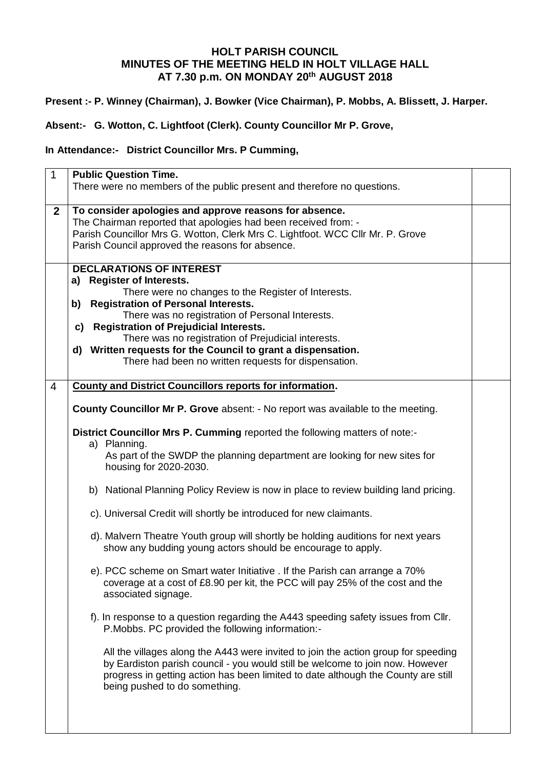# HOLT PARISH COUNCIL
## MINUTES OF THE MEETING HELD IN HOLT VILLAGE HALL
## AT 7.30 p.m. ON MONDAY 20th AUGUST 2018

**Present :- P. Winney (Chairman), J. Bowker (Vice Chairman), P. Mobbs, A. Blissett, J. Harper.**

**Absent:- G. Wotton, C. Lightfoot (Clerk). County Councillor Mr P. Grove,**

**In Attendance:- District Councillor Mrs. P Cumming,**

| | | |
|---|---|---|
| 1 | **Public Question Time.**<br>There were no members of the public present and therefore no questions. | |
| **2** | **To consider apologies and approve reasons for absence.**<br>The Chairman reported that apologies had been received from: -<br>Parish Councillor Mrs G. Wotton, Clerk Mrs C. Lightfoot. WCC Cllr Mr. P. Grove<br>Parish Council approved the reasons for absence. | |
| | **DECLARATIONS OF INTEREST**<br>**a) Register of Interests.**<br>There were no changes to the Register of Interests.<br>**b) Registration of Personal Interests.**<br>There was no registration of Personal Interests.<br>**c) Registration of Prejudicial Interests.**<br>There was no registration of Prejudicial interests.<br>**d) Written requests for the Council to grant a dispensation.**<br>There had been no written requests for dispensation. | |
| 4 | **County and District Councillors reports for information.**<br><br>**County Councillor Mr P. Grove** absent: - No report was available to the meeting.<br><br>**District Councillor Mrs P. Cumming** reported the following matters of note:-<br>a) Planning.<br>As part of the SWDP the planning department are looking for new sites for housing for 2020-2030.<br><br>b) National Planning Policy Review is now in place to review building land pricing.<br><br>c). Universal Credit will shortly be introduced for new claimants.<br><br>d). Malvern Theatre Youth group will shortly be holding auditions for next years show any budding young actors should be encourage to apply.<br><br>e). PCC scheme on Smart water Initiative . If the Parish can arrange a 70% coverage at a cost of £8.90 per kit, the PCC will pay 25% of the cost and the associated signage.<br><br>f). In response to a question regarding the A443 speeding safety issues from Cllr. P.Mobbs. PC provided the following information:-<br><br>All the villages along the A443 were invited to join the action group for speeding by Eardiston parish council - you would still be welcome to join now. However progress in getting action has been limited to date although the County are still being pushed to do something. | |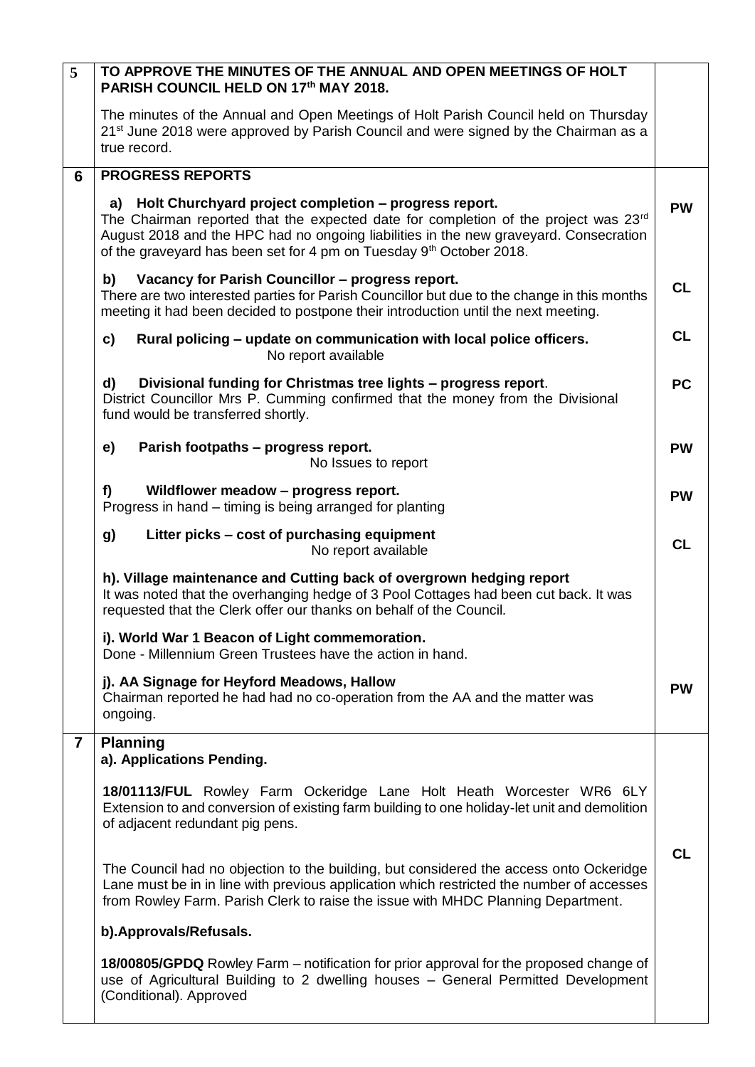| | | |
|---|---|---|
| 5 | **TO APPROVE THE MINUTES OF THE ANNUAL AND OPEN MEETINGS OF HOLT PARISH COUNCIL HELD ON 17th MAY 2018.**<br><br>The minutes of the Annual and Open Meetings of Holt Parish Council held on Thursday 21st June 2018 were approved by Parish Council and were signed by the Chairman as a true record. | |
| 6 | **PROGRESS REPORTS** | |
| | **a) Holt Churchyard project completion – progress report.**<br>The Chairman reported that the expected date for completion of the project was 23rd August 2018 and the HPC had no ongoing liabilities in the new graveyard. Consecration of the graveyard has been set for 4 pm on Tuesday 9th October 2018. | **PW** |
| | **b) Vacancy for Parish Councillor – progress report.**<br>There are two interested parties for Parish Councillor but due to the change in this months meeting it had been decided to postpone their introduction until the next meeting. | **CL** |
| | **c) Rural policing – update on communication with local police officers.**<br>No report available | **CL** |
| | **d) Divisional funding for Christmas tree lights – progress report.**<br>District Councillor Mrs P. Cumming confirmed that the money from the Divisional fund would be transferred shortly. | **PC** |
| | **e) Parish footpaths – progress report.**<br>No Issues to report | **PW** |
| | **f) Wildflower meadow – progress report.**<br>Progress in hand – timing is being arranged for planting | **PW** |
| | **g) Litter picks – cost of purchasing equipment**<br>No report available | **CL** |
| | **h). Village maintenance and Cutting back of overgrown hedging report**<br>It was noted that the overhanging hedge of 3 Pool Cottages had been cut back. It was requested that the Clerk offer our thanks on behalf of the Council. | |
| | **i). World War 1 Beacon of Light commemoration.**<br>Done - Millennium Green Trustees have the action in hand. | |
| | **j). AA Signage for Heyford Meadows, Hallow**<br>Chairman reported he had had no co-operation from the AA and the matter was ongoing. | **PW** |
| 7 | **Planning**<br>**a). Applications Pending.**<br><br>**18/01113/FUL** Rowley Farm Ockeridge Lane Holt Heath Worcester WR6 6LY Extension to and conversion of existing farm building to one holiday-let unit and demolition of adjacent redundant pig pens.<br><br>The Council had no objection to the building, but considered the access onto Ockeridge Lane must be in in line with previous application which restricted the number of accesses from Rowley Farm. Parish Clerk to raise the issue with MHDC Planning Department.<br><br>**b).Approvals/Refusals.**<br><br>**18/00805/GPDQ** Rowley Farm – notification for prior approval for the proposed change of use of Agricultural Building to 2 dwelling houses – General Permitted Development (Conditional). Approved | **CL** |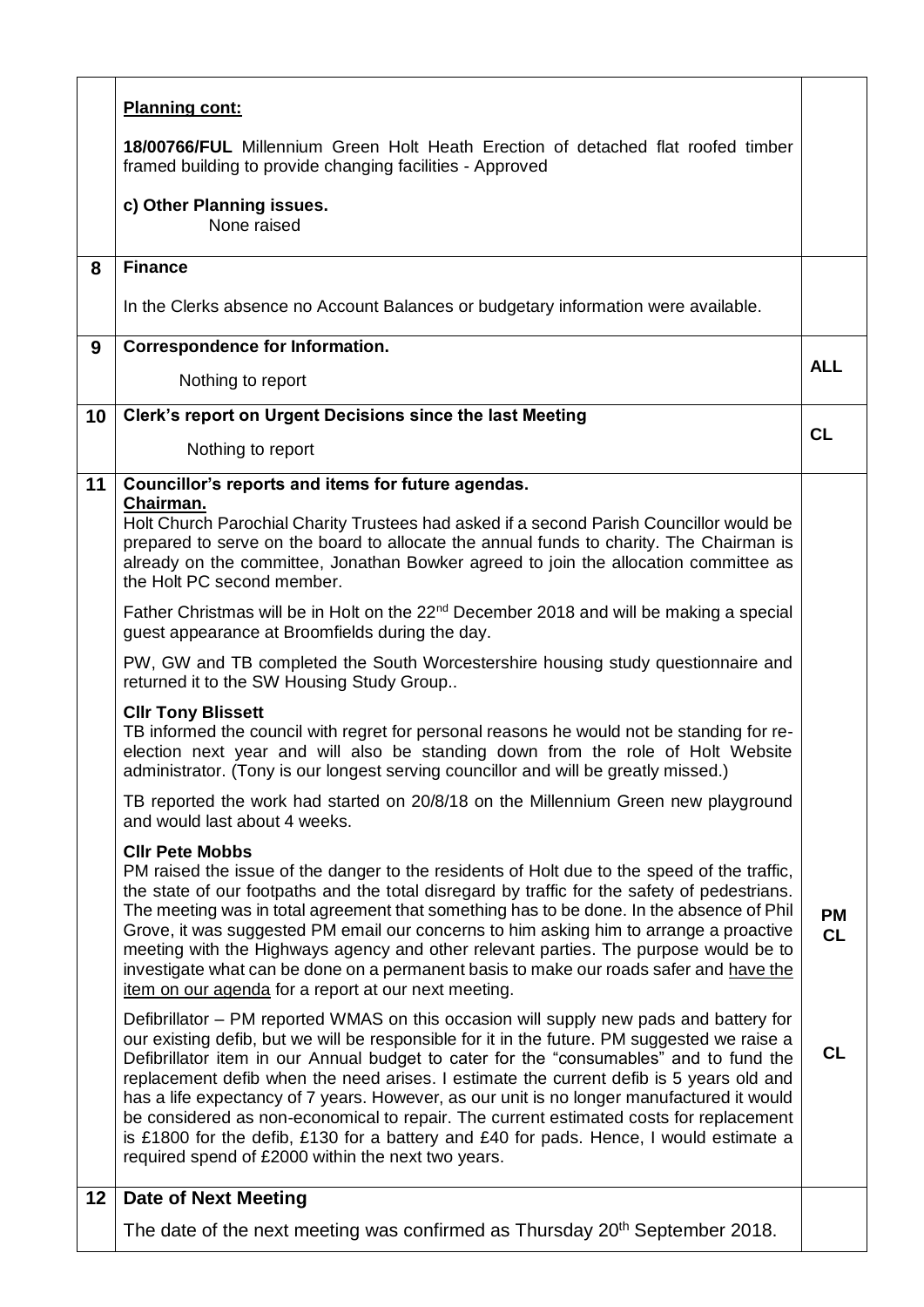| | | |
|---|---|---|
| | **Planning cont:**<br><br>**18/00766/FUL** Millennium Green Holt Heath Erection of detached flat roofed timber framed building to provide changing facilities - Approved<br><br>**c) Other Planning issues.**<br>None raised | |
| **8** | **Finance**<br><br>In the Clerks absence no Account Balances or budgetary information were available. | |
| **9** | **Correspondence for Information.**<br><br>Nothing to report | **ALL** |
| **10** | **Clerk's report on Urgent Decisions since the last Meeting**<br><br>Nothing to report | **CL** |
| **11** | **Councillor's reports and items for future agendas.**<br>**Chairman.**<br>Holt Church Parochial Charity Trustees had asked if a second Parish Councillor would be prepared to serve on the board to allocate the annual funds to charity. The Chairman is already on the committee, Jonathan Bowker agreed to join the allocation committee as the Holt PC second member.<br><br>Father Christmas will be in Holt on the 22nd December 2018 and will be making a special guest appearance at Broomfields during the day.<br><br>PW, GW and TB completed the South Worcestershire housing study questionnaire and returned it to the SW Housing Study Group..<br><br>**Cllr Tony Blissett**<br>TB informed the council with regret for personal reasons he would not be standing for re-election next year and will also be standing down from the role of Holt Website administrator. (Tony is our longest serving councillor and will be greatly missed.)<br><br>TB reported the work had started on 20/8/18 on the Millennium Green new playground and would last about 4 weeks.<br><br>**Cllr Pete Mobbs**<br>PM raised the issue of the danger to the residents of Holt due to the speed of the traffic, the state of our footpaths and the total disregard by traffic for the safety of pedestrians. The meeting was in total agreement that something has to be done. In the absence of Phil Grove, it was suggested PM email our concerns to him asking him to arrange a proactive meeting with the Highways agency and other relevant parties. The purpose would be to investigate what can be done on a permanent basis to make our roads safer and have the item on our agenda for a report at our next meeting.<br><br>Defibrillator – PM reported WMAS on this occasion will supply new pads and battery for our existing defib, but we will be responsible for it in the future. PM suggested we raise a Defibrillator item in our Annual budget to cater for the "consumables" and to fund the replacement defib when the need arises. I estimate the current defib is 5 years old and has a life expectancy of 7 years. However, as our unit is no longer manufactured it would be considered as non-economical to repair. The current estimated costs for replacement is £1800 for the defib, £130 for a battery and £40 for pads. Hence, I would estimate a required spend of £2000 within the next two years. | **PM**<br>**CL**<br><br>**CL** |
| **12** | **Date of Next Meeting**<br><br>The date of the next meeting was confirmed as Thursday 20th September 2018. | |